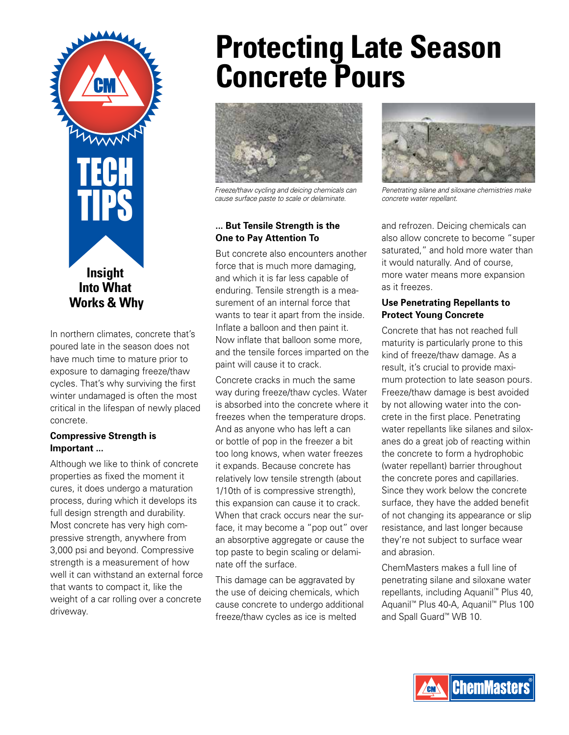# Protecting Late Season Concrete Pours

TECH TIPS

**Insight Into What Works & Why**

In northern climates, concrete that's poured late in the season does not have much time to mature prior to exposure to damaging freeze/thaw cycles. That's why surviving the first winter undamaged is often the most critical in the lifespan of newly placed concrete.

**Compressive Strength is Important ...**

Although we like to think of concrete properties as fixed the moment it cures, it does undergo a maturation process, during which it develops its full design strength and durability. Most concrete has very high compressive strength, anywhere from 3,000 psi and beyond. Compressive strength is a measurement of how well it can withstand an external force that wants to compact it, like the weight of a car rolling over a concrete driveway.

*Freeze/thaw cycling and deicing chemicals can cause surface paste to scale or delaminate.*

**... But Tensile Strength is the One to Pay Attention To**

But concrete also encounters another force that is much more damaging, and which it is far less capable of enduring. Tensile strength is a measurement of an internal force that wants to tear it apart from the inside. Inflate a balloon and then paint it. Now inflate that balloon some more, and the tensile forces imparted on the paint will cause it to crack.

Concrete cracks in much the same way during freeze/thaw cycles. Water is absorbed into the concrete where it freezes when the temperature drops. And as anyone who has left a can or bottle of pop in the freezer a bit too long knows, when water freezes it expands. Because concrete has relatively low tensile strength (about 1/10th of is compressive strength), this expansion can cause it to crack. When that crack occurs near the surface, it may become a "pop out" over an absorptive aggregate or cause the top paste to begin scaling or delaminate off the surface.

This damage can be aggravated by the use of deicing chemicals, which cause concrete to undergo additional freeze/thaw cycles as ice is melted and refrozen. Deicing chemicals can also allow concrete to become "super saturated," and hold more water than it would naturally. And of course, more water means more expansion as it freezes.

*Penetrating silane and siloxane chemistries make concrete water repellant.*

**Use Penetrating Repellants to Protect Young Concrete**

Concrete that has not reached full maturity is particularly prone to this kind of freeze/thaw damage. As a result, it's crucial to provide maximum protection to late season pours. Freeze/thaw damage is best avoided by not allowing water into the concrete in the first place. Penetrating water repellants like silanes and siloxanes do a great job of reacting within the concrete to form a hydrophobic (water repellant) barrier throughout the concrete pores and capillaries. Since they work below the concrete surface, they have the added benefit of not changing its appearance or slip resistance, and last longer because they're not subject to surface wear and abrasion.

ChemMasters makes a full line of penetrating silane and siloxane water repellants, including Aquanil™ Plus 40, Aquanil™ Plus 40-A, Aquanil™ Plus 100 and Spall Guard™ WB 10.

ChemMasters®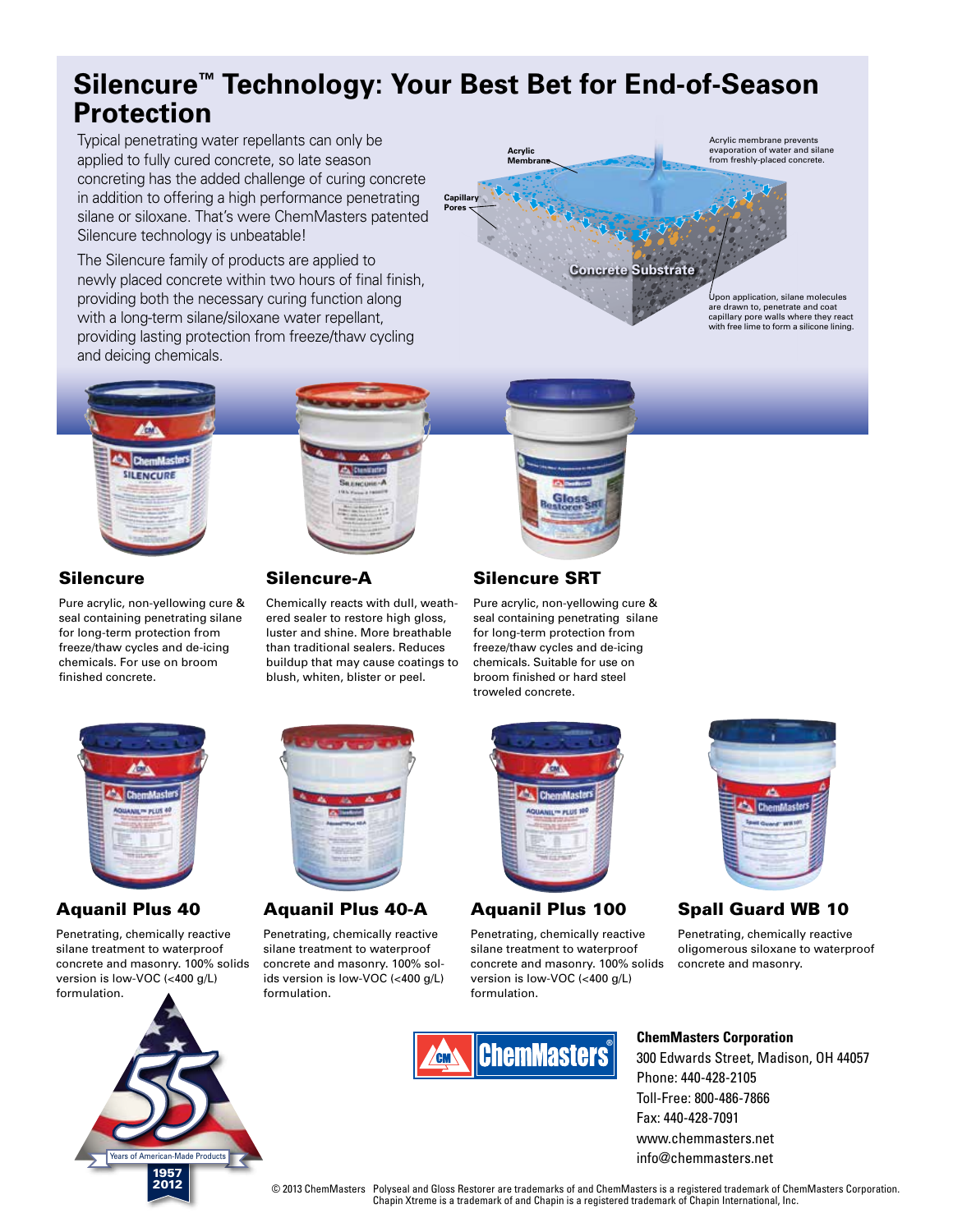# Silencure™ Technology: Your Best Bet for End-of-Season Protection

Typical penetrating water repellants can only be applied to fully cured concrete, so late season concreting has the added challenge of curing concrete in addition to offering a high performance penetrating silane or siloxane. That's were ChemMasters patented Silencure technology is unbeatable!

The Silencure family of products are applied to newly placed concrete within two hours of final finish, providing both the necessary curing function along with a long-term silane/siloxane water repellant, providing lasting protection from freeze/thaw cycling and deicing chemicals.

Acrylic Membrane

Capillary Pores

Acrylic membrane prevents evaporation of water and silane from freshly-placed concrete.

Concrete Substrate

Upon application, silane molecules are drawn to, penetrate and coat capillary pore walls where they react with free lime to form a silicone lining.

### Silencure

Pure acrylic, non-yellowing cure & seal containing penetrating silane for long-term protection from freeze/thaw cycles and de-icing chemicals. For use on broom finished concrete.

### Silencure-A

Chemically reacts with dull, weathered sealer to restore high gloss, luster and shine. More breathable than traditional sealers. Reduces buildup that may cause coatings to blush, whiten, blister or peel.

### Silencure SRT

Pure acrylic, non-yellowing cure & seal containing penetrating silane for long-term protection from freeze/thaw cycles and de-icing chemicals. Suitable for use on broom finished or hard steel troweled concrete.

### Aquanil Plus 40

Penetrating, chemically reactive silane treatment to waterproof concrete and masonry. 100% solids version is low-VOC (<400 g/L) formulation.

### Aquanil Plus 40-A

Penetrating, chemically reactive silane treatment to waterproof concrete and masonry. 100% solids version is low-VOC (<400 g/L) formulation.

### Aquanil Plus 100

Penetrating, chemically reactive silane treatment to waterproof concrete and masonry. 100% solids version is low-VOC (<400 g/L) formulation.

### Spall Guard WB 10

Penetrating, chemically reactive oligomerous siloxane to waterproof concrete and masonry.

55 Years of American-Made Products 1957 2012

ChemMasters

**ChemMasters Corporation**
300 Edwards Street, Madison, OH 44057
Phone: 440-428-2105
Toll-Free: 800-486-7866
Fax: 440-428-7091
www.chemmasters.net
info@chemmasters.net

© 2013 ChemMasters Polyseal and Gloss Restorer are trademarks of and ChemMasters is a registered trademark of ChemMasters Corporation. Chapin Xtreme is a trademark of and Chapin is a registered trademark of Chapin International, Inc.